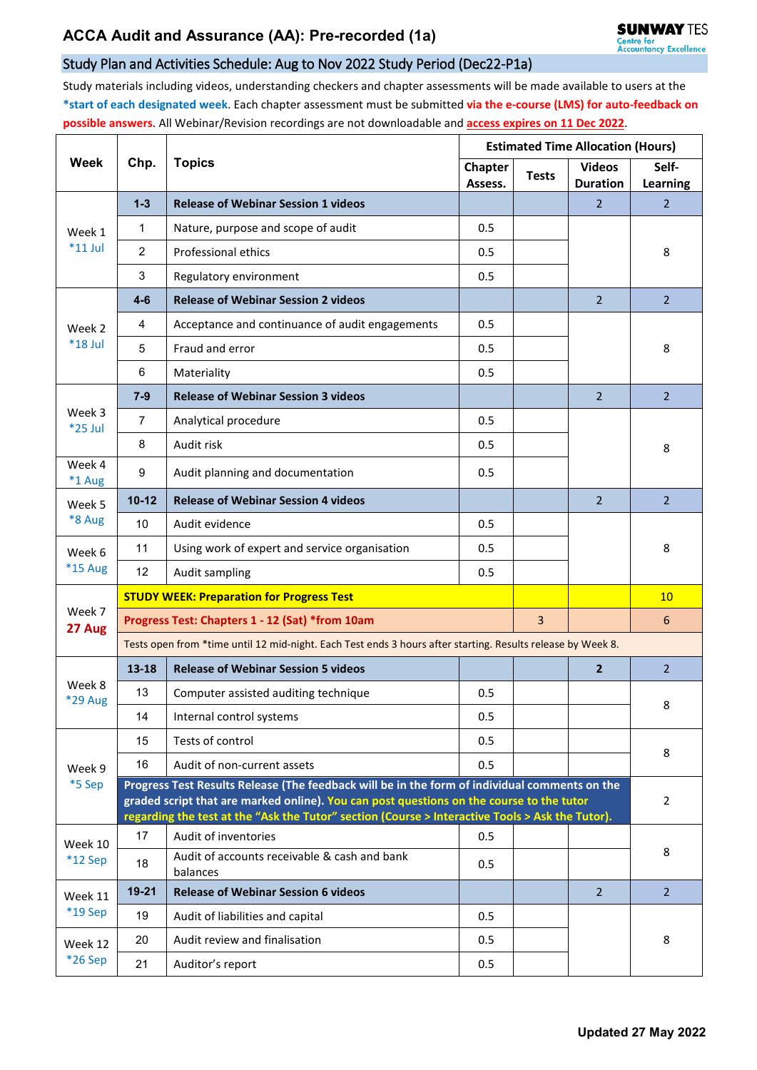# ACCA Audit and Assurance (AA): Pre-recorded (1a)

SUNWAY TES Centre for Accountancy Excellence

## Study Plan and Activities Schedule: Aug to Nov 2022 Study Period (Dec22-P1a)

Study materials including videos, understanding checkers and chapter assessments will be made available to users at the **\*start of each designated week**. Each chapter assessment must be submitted **via the e-course (LMS) for auto-feedback on possible answers**. All Webinar/Revision recordings are not downloadable and **access expires on 11 Dec 2022**.

| Week | Chp. | Topics | Estimated Time Allocation (Hours) | | | |
|---|---|---|---|---|---|---|
| | | | Chapter Assess. | Tests | Videos Duration | Self-Learning |
| Week 1 *11 Jul | 1-3 | **Release of Webinar Session 1 videos** | | | 2 | 2 |
| | 1 | Nature, purpose and scope of audit | 0.5 | | | 8 |
| | 2 | Professional ethics | 0.5 | | | |
| | 3 | Regulatory environment | 0.5 | | | |
| Week 2 *18 Jul | 4-6 | **Release of Webinar Session 2 videos** | | | 2 | 2 |
| | 4 | Acceptance and continuance of audit engagements | 0.5 | | | 8 |
| | 5 | Fraud and error | 0.5 | | | |
| | 6 | Materiality | 0.5 | | | |
| Week 3 *25 Jul | 7-9 | **Release of Webinar Session 3 videos** | | | 2 | 2 |
| | 7 | Analytical procedure | 0.5 | | | 8 |
| | 8 | Audit risk | 0.5 | | | |
| Week 4 *1 Aug | 9 | Audit planning and documentation | 0.5 | | | |
| Week 5 *8 Aug | 10-12 | **Release of Webinar Session 4 videos** | | | 2 | 2 |
| | 10 | Audit evidence | 0.5 | | | 8 |
| Week 6 *15 Aug | 11 | Using work of expert and service organisation | 0.5 | | | |
| | 12 | Audit sampling | 0.5 | | | |
| Week 7 **27 Aug** | **STUDY WEEK: Preparation for Progress Test** | | | | | 10 |
| | **Progress Test: Chapters 1 - 12 (Sat) *from 10am** | | | 3 | | 6 |
| | Tests open from *time until 12 mid-night. Each Test ends 3 hours after starting. Results release by Week 8. | | | | | |
| Week 8 *29 Aug | 13-18 | **Release of Webinar Session 5 videos** | | | **2** | 2 |
| | 13 | Computer assisted auditing technique | 0.5 | | | 8 |
| | 14 | Internal control systems | 0.5 | | | |
| Week 9 *5 Sep | 15 | Tests of control | 0.5 | | | 8 |
| | 16 | Audit of non-current assets | 0.5 | | | |
| | **Progress Test Results Release (The feedback will be in the form of individual comments on the graded script that are marked online). You can post questions on the course to the tutor regarding the test at the "Ask the Tutor" section (Course > Interactive Tools > Ask the Tutor).** | | | | | 2 |
| Week 10 *12 Sep | 17 | Audit of inventories | 0.5 | | | 8 |
| | 18 | Audit of accounts receivable & cash and bank balances | 0.5 | | | |
| Week 11 *19 Sep | 19-21 | **Release of Webinar Session 6 videos** | | | 2 | 2 |
| | 19 | Audit of liabilities and capital | 0.5 | | | 8 |
| Week 12 *26 Sep | 20 | Audit review and finalisation | 0.5 | | | |
| | 21 | Auditor's report | 0.5 | | | |

**Updated 27 May 2022**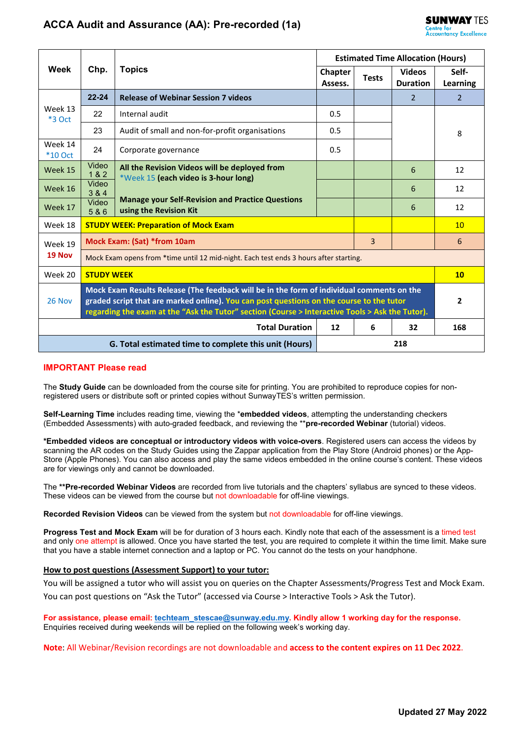# ACCA Audit and Assurance (AA): Pre-recorded (1a)

| Week | Chp. | Topics | Estimated Time Allocation (Hours) | | | |
|---|---|---|---|---|---|---|
| | | | Chapter Assess. | Tests | Videos Duration | Self-Learning |
| Week 13 *3 Oct | 22-24 | **Release of Webinar Session 7 videos** | | | 2 | 2 |
| | 22 | Internal audit | 0.5 | | | 8 |
| | 23 | Audit of small and non-for-profit organisations | 0.5 | | | |
| Week 14 *10 Oct | 24 | Corporate governance | 0.5 | | | |
| Week 15 | Video 1 & 2 | **All the Revision Videos will be deployed from *Week 15 (each video is 3-hour long)** **Manage your Self-Revision and Practice Questions using the Revision Kit** | | | 6 | 12 |
| Week 16 | Video 3 & 4 | | | | 6 | 12 |
| Week 17 | Video 5 & 6 | | | | 6 | 12 |
| Week 18 | **STUDY WEEK: Preparation of Mock Exam** | | | | | 10 |
| Week 19 **19 Nov** | **Mock Exam: (Sat) *from 10am** | | | 3 | | 6 |
| | Mock Exam opens from *time until 12 mid-night. Each test ends 3 hours after starting. | | | | | |
| Week 20 | **STUDY WEEK** | | | | | **10** |
| 26 Nov | **Mock Exam Results Release (The feedback will be in the form of individual comments on the graded script that are marked online). You can post questions on the course to the tutor regarding the exam at the "Ask the Tutor" section (Course > Interactive Tools > Ask the Tutor).** | | | | | **2** |
| | | **Total Duration** | **12** | **6** | **32** | **168** |
| | | **G. Total estimated time to complete this unit (Hours)** | **218** | | | |

## IMPORTANT Please read

The **Study Guide** can be downloaded from the course site for printing. You are prohibited to reproduce copies for non-registered users or distribute soft or printed copies without SunwayTES's written permission.

**Self-Learning Time** includes reading time, viewing the ***embedded videos**, attempting the understanding checkers (Embedded Assessments) with auto-graded feedback, and reviewing the ****pre-recorded Webinar** (tutorial) videos.

***Embedded videos are conceptual or introductory videos with voice-overs**. Registered users can access the videos by scanning the AR codes on the Study Guides using the Zappar application from the Play Store (Android phones) or the App-Store (Apple Phones). You can also access and play the same videos embedded in the online course's content. These videos are for viewings only and cannot be downloaded.

The ****Pre-recorded Webinar Videos** are recorded from live tutorials and the chapters' syllabus are synced to these videos. These videos can be viewed from the course but not downloadable for off-line viewings.

**Recorded Revision Videos** can be viewed from the system but not downloadable for off-line viewings.

**Progress Test and Mock Exam** will be for duration of 3 hours each. Kindly note that each of the assessment is a timed test and only one attempt is allowed. Once you have started the test, you are required to complete it within the time limit. Make sure that you have a stable internet connection and a laptop or PC. You cannot do the tests on your handphone.

**How to post questions (Assessment Support) to your tutor:**

You will be assigned a tutor who will assist you on queries on the Chapter Assessments/Progress Test and Mock Exam. You can post questions on "Ask the Tutor" (accessed via Course > Interactive Tools > Ask the Tutor).

**For assistance, please email: techteam_stescae@sunway.edu.my. Kindly allow 1 working day for the response.** Enquiries received during weekends will be replied on the following week's working day.

**Note**: All Webinar/Revision recordings are not downloadable and **access to the content expires on 11 Dec 2022**.

**Updated 27 May 2022**